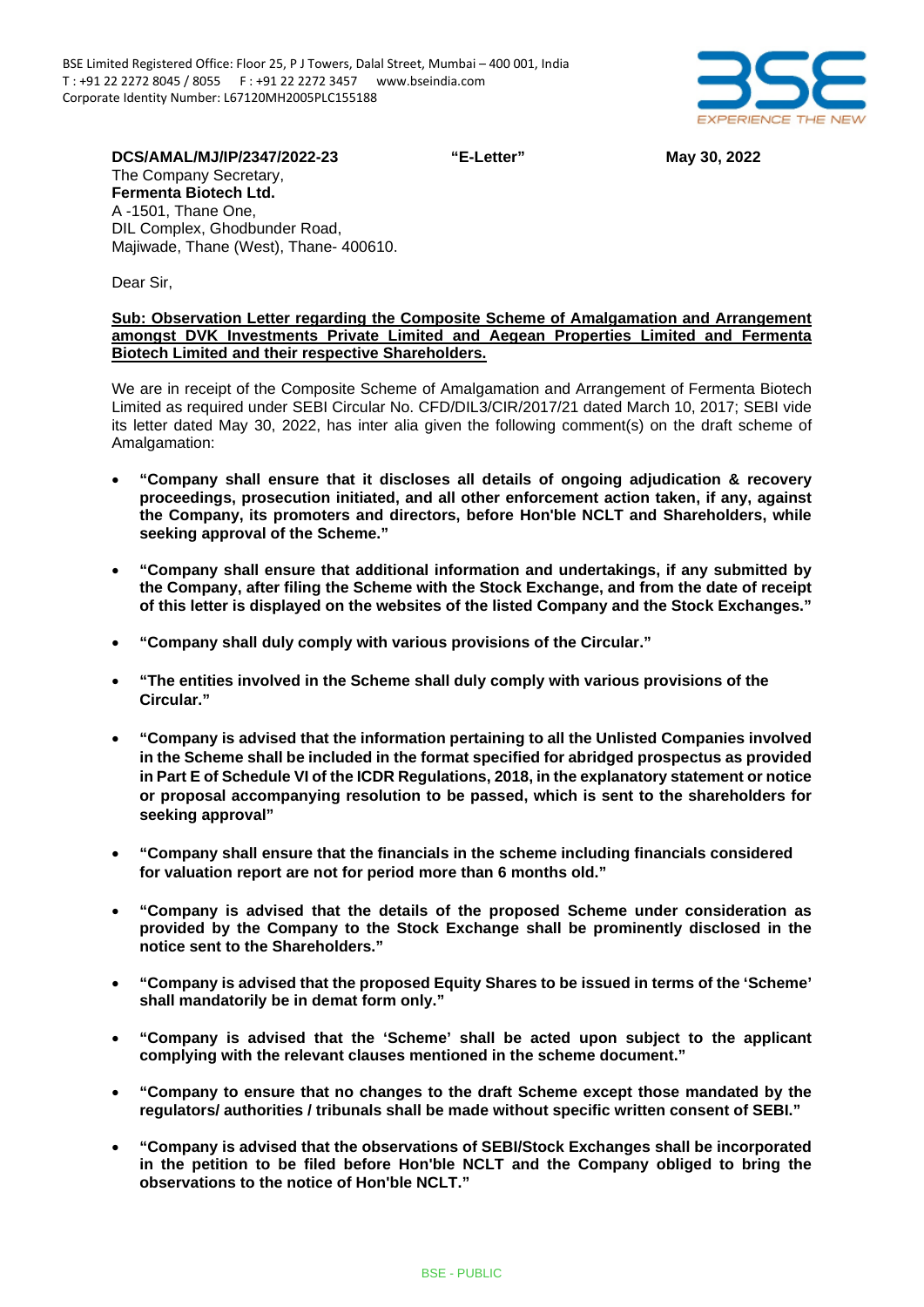BSE Limited Registered Office: Floor 25, P J Towers, Dalal Street, Mumbai – 400 001, India
T : +91 22 2272 8045 / 8055    F : +91 22 2272 3457    www.bseindia.com
Corporate Identity Number: L67120MH2005PLC155188

**DCS/AMAL/MJ/IP/2347/2022-23**    **"E-Letter"**    **May 30, 2022**

The Company Secretary,
**Fermenta Biotech Ltd.**
A -1501, Thane One,
DIL Complex, Ghodbunder Road,
Majiwade, Thane (West), Thane- 400610.

Dear Sir,

**Sub: Observation Letter regarding the Composite Scheme of Amalgamation and Arrangement amongst DVK Investments Private Limited and Aegean Properties Limited and Fermenta Biotech Limited and their respective Shareholders.**

We are in receipt of the Composite Scheme of Amalgamation and Arrangement of Fermenta Biotech Limited as required under SEBI Circular No. CFD/DIL3/CIR/2017/21 dated March 10, 2017; SEBI vide its letter dated May 30, 2022, has inter alia given the following comment(s) on the draft scheme of Amalgamation:

- **"Company shall ensure that it discloses all details of ongoing adjudication & recovery proceedings, prosecution initiated, and all other enforcement action taken, if any, against the Company, its promoters and directors, before Hon'ble NCLT and Shareholders, while seeking approval of the Scheme."**
- **"Company shall ensure that additional information and undertakings, if any submitted by the Company, after filing the Scheme with the Stock Exchange, and from the date of receipt of this letter is displayed on the websites of the listed Company and the Stock Exchanges."**
- **"Company shall duly comply with various provisions of the Circular."**
- **"The entities involved in the Scheme shall duly comply with various provisions of the Circular."**
- **"Company is advised that the information pertaining to all the Unlisted Companies involved in the Scheme shall be included in the format specified for abridged prospectus as provided in Part E of Schedule VI of the ICDR Regulations, 2018, in the explanatory statement or notice or proposal accompanying resolution to be passed, which is sent to the shareholders for seeking approval"**
- **"Company shall ensure that the financials in the scheme including financials considered for valuation report are not for period more than 6 months old."**
- **"Company is advised that the details of the proposed Scheme under consideration as provided by the Company to the Stock Exchange shall be prominently disclosed in the notice sent to the Shareholders."**
- **"Company is advised that the proposed Equity Shares to be issued in terms of the 'Scheme' shall mandatorily be in demat form only."**
- **"Company is advised that the 'Scheme' shall be acted upon subject to the applicant complying with the relevant clauses mentioned in the scheme document."**
- **"Company to ensure that no changes to the draft Scheme except those mandated by the regulators/ authorities / tribunals shall be made without specific written consent of SEBI."**
- **"Company is advised that the observations of SEBI/Stock Exchanges shall be incorporated in the petition to be filed before Hon'ble NCLT and the Company obliged to bring the observations to the notice of Hon'ble NCLT."**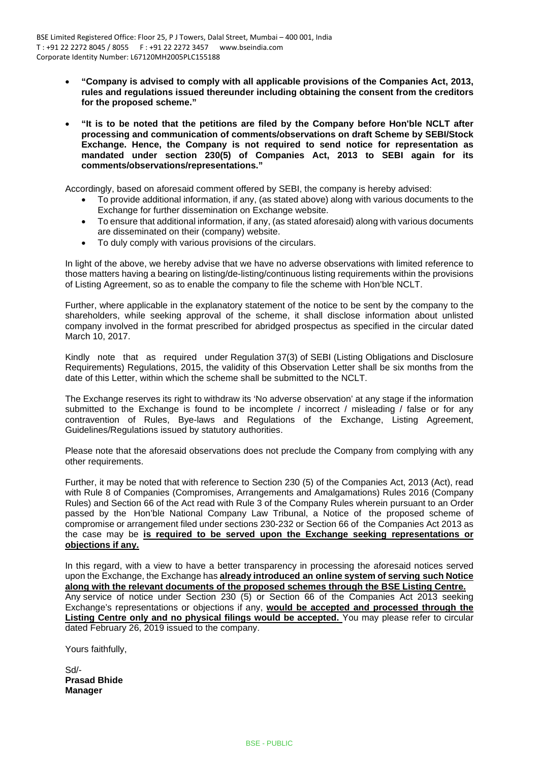- **"Company is advised to comply with all applicable provisions of the Companies Act, 2013, rules and regulations issued thereunder including obtaining the consent from the creditors for the proposed scheme."**
- **"It is to be noted that the petitions are filed by the Company before Hon'ble NCLT after processing and communication of comments/observations on draft Scheme by SEBI/Stock Exchange. Hence, the Company is not required to send notice for representation as mandated under section 230(5) of Companies Act, 2013 to SEBI again for its comments/observations/representations."**

Accordingly, based on aforesaid comment offered by SEBI, the company is hereby advised:

- To provide additional information, if any, (as stated above) along with various documents to the Exchange for further dissemination on Exchange website.
- To ensure that additional information, if any, (as stated aforesaid) along with various documents are disseminated on their (company) website.
- To duly comply with various provisions of the circulars.

In light of the above, we hereby advise that we have no adverse observations with limited reference to those matters having a bearing on listing/de-listing/continuous listing requirements within the provisions of Listing Agreement, so as to enable the company to file the scheme with Hon'ble NCLT.

Further, where applicable in the explanatory statement of the notice to be sent by the company to the shareholders, while seeking approval of the scheme, it shall disclose information about unlisted company involved in the format prescribed for abridged prospectus as specified in the circular dated March 10, 2017.

Kindly note that as required under Regulation 37(3) of SEBI (Listing Obligations and Disclosure Requirements) Regulations, 2015, the validity of this Observation Letter shall be six months from the date of this Letter, within which the scheme shall be submitted to the NCLT.

The Exchange reserves its right to withdraw its 'No adverse observation' at any stage if the information submitted to the Exchange is found to be incomplete / incorrect / misleading / false or for any contravention of Rules, Bye-laws and Regulations of the Exchange, Listing Agreement, Guidelines/Regulations issued by statutory authorities.

Please note that the aforesaid observations does not preclude the Company from complying with any other requirements.

Further, it may be noted that with reference to Section 230 (5) of the Companies Act, 2013 (Act), read with Rule 8 of Companies (Compromises, Arrangements and Amalgamations) Rules 2016 (Company Rules) and Section 66 of the Act read with Rule 3 of the Company Rules wherein pursuant to an Order passed by the Hon'ble National Company Law Tribunal, a Notice of the proposed scheme of compromise or arrangement filed under sections 230-232 or Section 66 of the Companies Act 2013 as the case may be **is required to be served upon the Exchange seeking representations or objections if any.**

In this regard, with a view to have a better transparency in processing the aforesaid notices served upon the Exchange, the Exchange has **already introduced an online system of serving such Notice along with the relevant documents of the proposed schemes through the BSE Listing Centre.** Any service of notice under Section 230 (5) or Section 66 of the Companies Act 2013 seeking Exchange's representations or objections if any, **would be accepted and processed through the Listing Centre only and no physical filings would be accepted.** You may please refer to circular dated February 26, 2019 issued to the company.

Yours faithfully,

Sd/-
**Prasad Bhide**
**Manager**